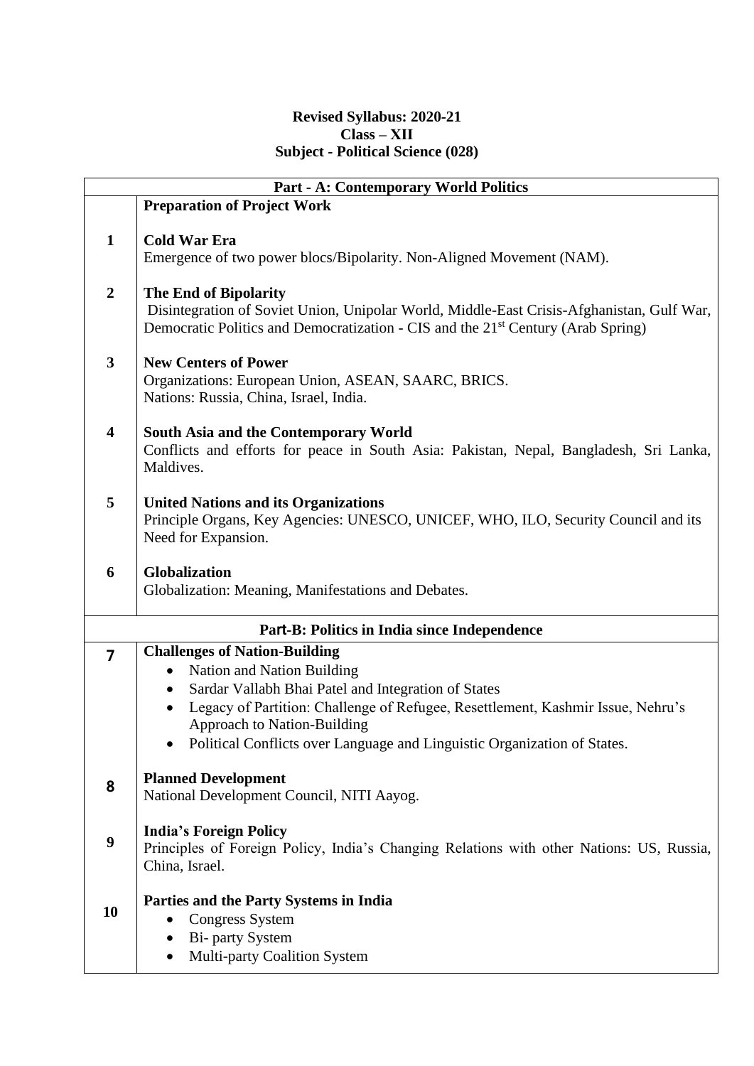**Revised Syllabus: 2020-21**
**Class – XII**
**Subject - Political Science (028)**

| Part - A: Contemporary World Politics | |
|---|---|
| | **Preparation of Project Work** |
| **1** | **Cold War Era**<br>Emergence of two power blocs/Bipolarity. Non-Aligned Movement (NAM). |
| **2** | **The End of Bipolarity**<br>Disintegration of Soviet Union, Unipolar World, Middle-East Crisis-Afghanistan, Gulf War, Democratic Politics and Democratization - CIS and the 21st Century (Arab Spring) |
| **3** | **New Centers of Power**<br>Organizations: European Union, ASEAN, SAARC, BRICS.<br>Nations: Russia, China, Israel, India. |
| **4** | **South Asia and the Contemporary World**<br>Conflicts and efforts for peace in South Asia: Pakistan, Nepal, Bangladesh, Sri Lanka, Maldives. |
| **5** | **United Nations and its Organizations**<br>Principle Organs, Key Agencies: UNESCO, UNICEF, WHO, ILO, Security Council and its Need for Expansion. |
| **6** | **Globalization**<br>Globalization: Meaning, Manifestations and Debates. |
| **Part-B: Politics in India since Independence** | |
| **7** | **Challenges of Nation-Building**<br>• Nation and Nation Building<br>• Sardar Vallabh Bhai Patel and Integration of States<br>• Legacy of Partition: Challenge of Refugee, Resettlement, Kashmir Issue, Nehru's Approach to Nation-Building<br>• Political Conflicts over Language and Linguistic Organization of States. |
| **8** | **Planned Development**<br>National Development Council, NITI Aayog. |
| **9** | **India's Foreign Policy**<br>Principles of Foreign Policy, India's Changing Relations with other Nations: US, Russia, China, Israel. |
| **10** | **Parties and the Party Systems in India**<br>• Congress System<br>• Bi- party System<br>• Multi-party Coalition System |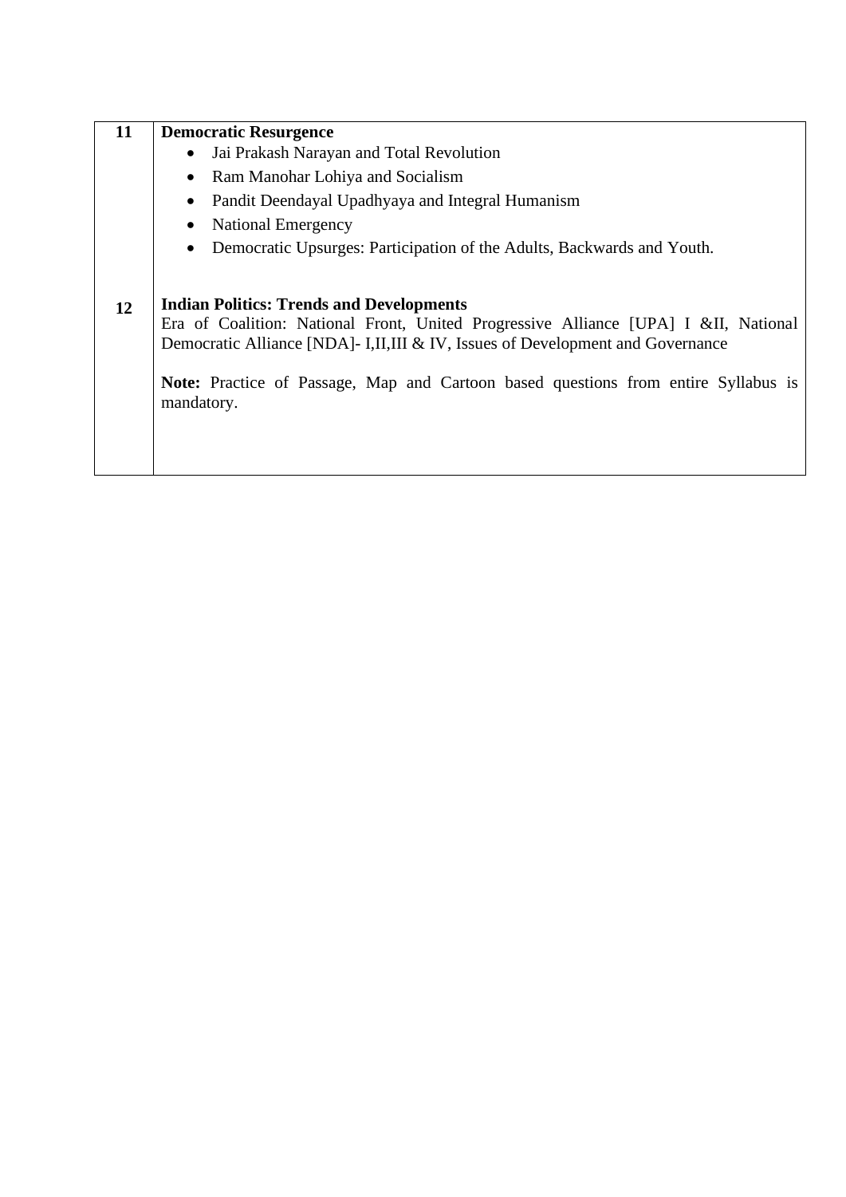| | |
|---|---|
| **11** | **Democratic Resurgence**<br>• Jai Prakash Narayan and Total Revolution<br>• Ram Manohar Lohiya and Socialism<br>• Pandit Deendayal Upadhyaya and Integral Humanism<br>• National Emergency<br>• Democratic Upsurges: Participation of the Adults, Backwards and Youth. |
| **12** | **Indian Politics: Trends and Developments**<br>Era of Coalition: National Front, United Progressive Alliance [UPA] I &II, National Democratic Alliance [NDA]- I,II,III & IV, Issues of Development and Governance<br><br>**Note:** Practice of Passage, Map and Cartoon based questions from entire Syllabus is mandatory. |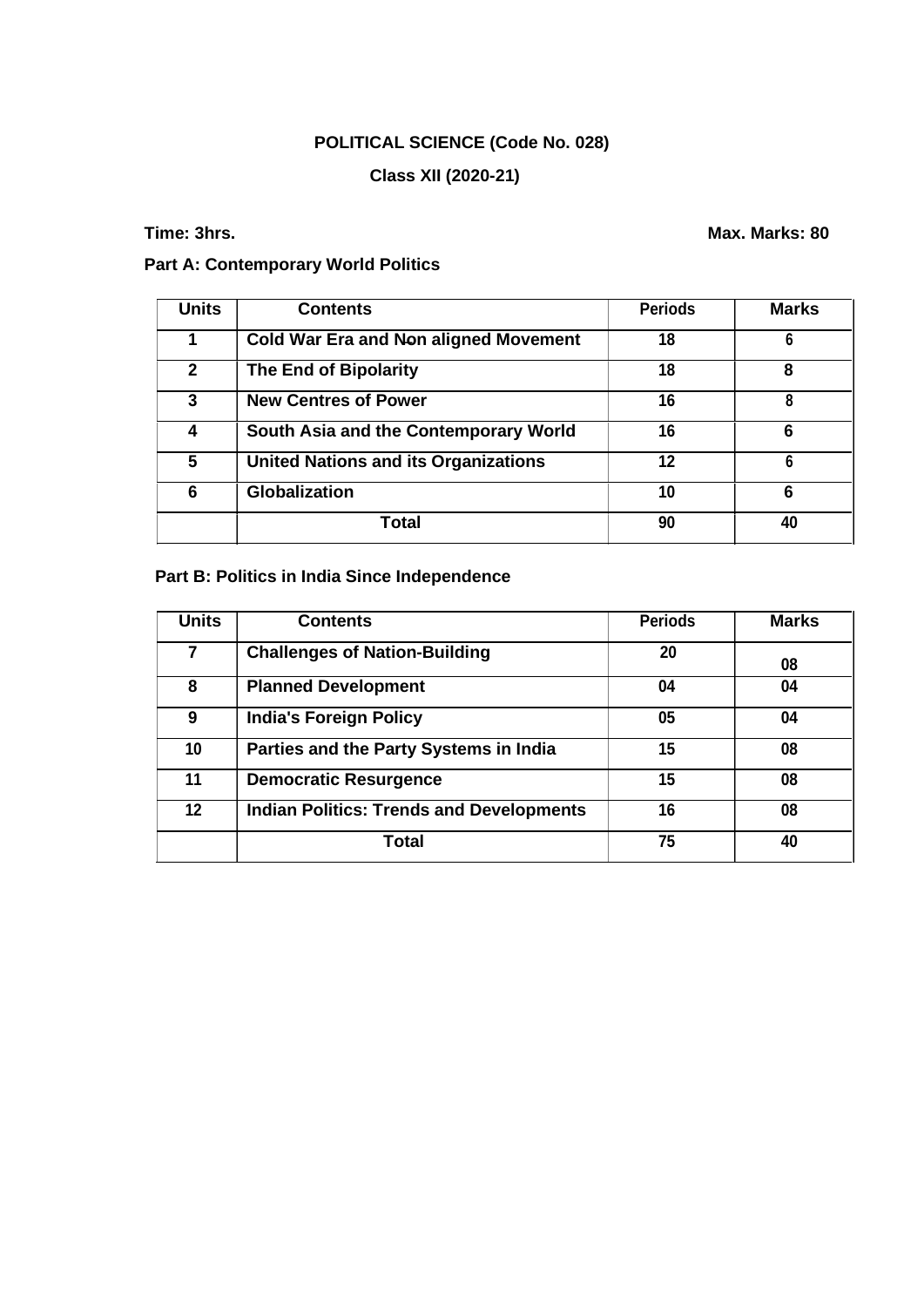**POLITICAL SCIENCE (Code No. 028)**

**Class XII (2020-21)**

**Time: 3hrs.** **Max. Marks: 80**

**Part A: Contemporary World Politics**

| Units | Contents | Periods | Marks |
|---|---|---|---|
| 1 | Cold War Era and Non aligned Movement | 18 | 6 |
| 2 | The End of Bipolarity | 18 | 8 |
| 3 | New Centres of Power | 16 | 8 |
| 4 | South Asia and the Contemporary World | 16 | 6 |
| 5 | United Nations and its Organizations | 12 | 6 |
| 6 | Globalization | 10 | 6 |
| | Total | 90 | 40 |

**Part B: Politics in India Since Independence**

| Units | Contents | Periods | Marks |
|---|---|---|---|
| 7 | Challenges of Nation-Building | 20 | 08 |
| 8 | Planned Development | 04 | 04 |
| 9 | India's Foreign Policy | 05 | 04 |
| 10 | Parties and the Party Systems in India | 15 | 08 |
| 11 | Democratic Resurgence | 15 | 08 |
| 12 | Indian Politics: Trends and Developments | 16 | 08 |
| | Total | 75 | 40 |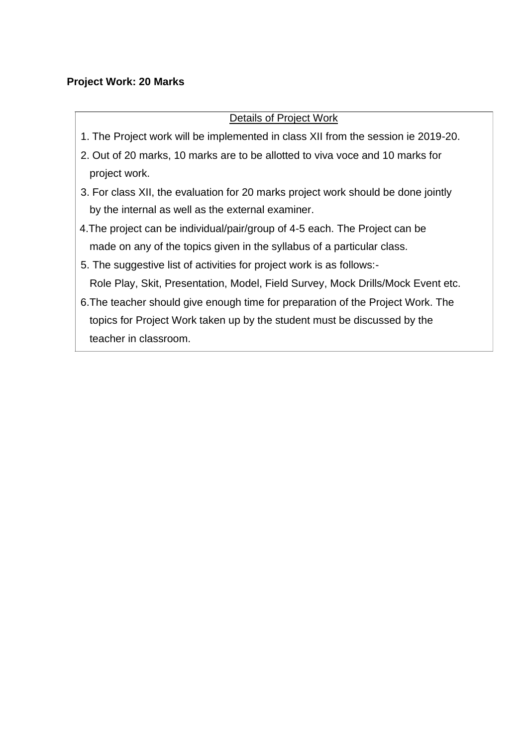**Project Work: 20 Marks**

Details of Project Work

1. The Project work will be implemented in class XII from the session ie 2019-20.
2. Out of 20 marks, 10 marks are to be allotted to viva voce and 10 marks for project work.
3. For class XII, the evaluation for 20 marks project work should be done jointly by the internal as well as the external examiner.
4. The project can be individual/pair/group of 4-5 each. The Project can be made on any of the topics given in the syllabus of a particular class.
5. The suggestive list of activities for project work is as follows:-
   Role Play, Skit, Presentation, Model, Field Survey, Mock Drills/Mock Event etc.
6. The teacher should give enough time for preparation of the Project Work. The topics for Project Work taken up by the student must be discussed by the teacher in classroom.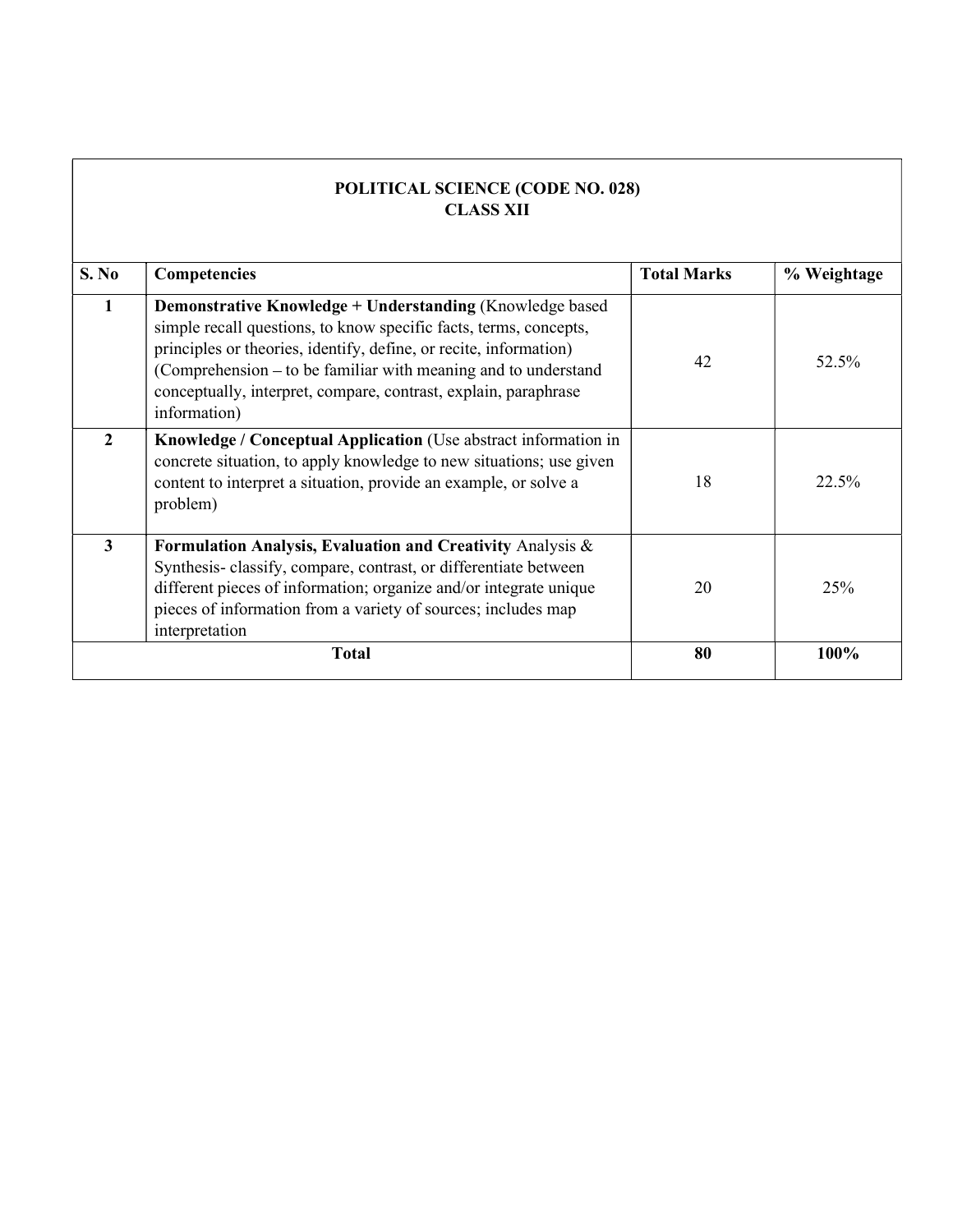## POLITICAL SCIENCE (CODE NO. 028)
## CLASS XII

| S. No | Competencies | Total Marks | % Weightage |
|---|---|---|---|
| 1 | **Demonstrative Knowledge + Understanding** (Knowledge based simple recall questions, to know specific facts, terms, concepts, principles or theories, identify, define, or recite, information) (Comprehension – to be familiar with meaning and to understand conceptually, interpret, compare, contrast, explain, paraphrase information) | 42 | 52.5% |
| 2 | **Knowledge / Conceptual Application** (Use abstract information in concrete situation, to apply knowledge to new situations; use given content to interpret a situation, provide an example, or solve a problem) | 18 | 22.5% |
| 3 | **Formulation Analysis, Evaluation and Creativity** Analysis & Synthesis- classify, compare, contrast, or differentiate between different pieces of information; organize and/or integrate unique pieces of information from a variety of sources; includes map interpretation | 20 | 25% |
| | **Total** | **80** | **100%** |